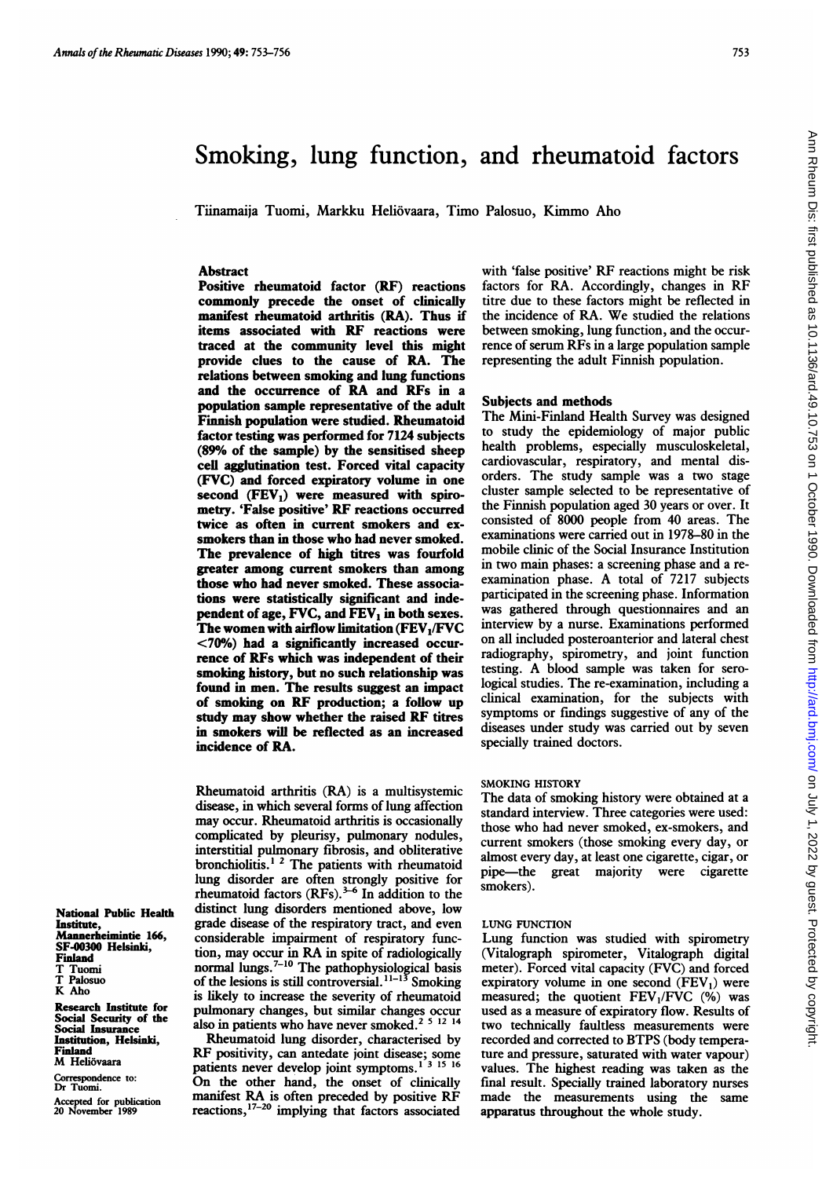# Smoking, lung function, and rheumatoid factors

Tiinamaija Tuomi, Markku Heliövaara, Timo Palosuo, Kimmo Aho

## Abstract

**Positive rheumatoid factor (RF) reactions commonly precede the onset of clinically manifest rheumatoid arthritis (RA). Thus if items associated with RF reactions were traced at the community level this might provide clues to the cause of RA. The relations between smoking and lung functions and the occurrence of RA and RFs in a population sample representative of the adult Finnish population were studied. Rheumatoid factor testing was performed for 7124 subjects (89% of the sample) by the sensitised sheep cell agglutination test. Forced vital capacity (FVC) and forced expiratory volume in one second ($FEV_1$) were measured with spirometry. 'False positive' RF reactions occurred twice as often in current smokers and ex-smokers than in those who had never smoked. The prevalence of high titres was fourfold greater among current smokers than among those who had never smoked. These associations were statistically significant and independent of age, FVC, and $FEV_1$ in both sexes. The women with airflow limitation ($FEV_1$/FVC <70%) had a significantly increased occurrence of RFs which was independent of their smoking history, but no such relationship was found in men. The results suggest an impact of smoking on RF production; a follow up study may show whether the raised RF titres in smokers will be reflected as an increased incidence of RA.**

Rheumatoid arthritis (RA) is a multisystemic disease, in which several forms of lung affection may occur. Rheumatoid arthritis is occasionally complicated by pleurisy, pulmonary nodules, interstitial pulmonary fibrosis, and obliterative bronchiolitis.[1 2] The patients with rheumatoid lung disorder are often strongly positive for rheumatoid factors (RFs).[3–6] In addition to the distinct lung disorders mentioned above, low grade disease of the respiratory tract, and even considerable impairment of respiratory function, may occur in RA in spite of radiologically normal lungs.[7–10] The pathophysiological basis of the lesions is still controversial.[11–13] Smoking is likely to increase the severity of rheumatoid pulmonary changes, but similar changes occur also in patients who have never smoked.[2 5 12 14]

Rheumatoid lung disorder, characterised by RF positivity, can antedate joint disease; some patients never develop joint symptoms.[1 3 15 16] On the other hand, the onset of clinically manifest RA is often preceded by positive RF reactions,[17–20] implying that factors associated with 'false positive' RF reactions might be risk factors for RA. Accordingly, changes in RF titre due to these factors might be reflected in the incidence of RA. We studied the relations between smoking, lung function, and the occurrence of serum RFs in a large population sample representing the adult Finnish population.

National Public Health Institute, Mannerheimintie 166, SF-00300 Helsinki, Finland
T Tuomi
T Palosuo
K Aho

Research Institute for Social Security of the Social Insurance Institution, Helsinki, Finland
M Heliövaara

Correspondence to: Dr Tuomi.

Accepted for publication 20 November 1989

## Subjects and methods

The Mini-Finland Health Survey was designed to study the epidemiology of major public health problems, especially musculoskeletal, cardiovascular, respiratory, and mental disorders. The study sample was a two stage cluster sample selected to be representative of the Finnish population aged 30 years or over. It consisted of 8000 people from 40 areas. The examinations were carried out in 1978–80 in the mobile clinic of the Social Insurance Institution in two main phases: a screening phase and a re-examination phase. A total of 7217 subjects participated in the screening phase. Information was gathered through questionnaires and an interview by a nurse. Examinations performed on all included posteroanterior and lateral chest radiography, spirometry, and joint function testing. A blood sample was taken for serological studies. The re-examination, including a clinical examination, for the subjects with symptoms or findings suggestive of any of the diseases under study was carried out by seven specially trained doctors.

### SMOKING HISTORY

The data of smoking history were obtained at a standard interview. Three categories were used: those who had never smoked, ex-smokers, and current smokers (those smoking every day, or almost every day, at least one cigarette, cigar, or pipe—the great majority were cigarette smokers).

### LUNG FUNCTION

Lung function was studied with spirometry (Vitalograph spirometer, Vitalograph digital meter). Forced vital capacity (FVC) and forced expiratory volume in one second ($FEV_1$) were measured; the quotient $FEV_1$/FVC (%) was used as a measure of expiratory flow. Results of two technically faultless measurements were recorded and corrected to BTPS (body temperature and pressure, saturated with water vapour) values. The highest reading was taken as the final result. Specially trained laboratory nurses made the measurements using the same apparatus throughout the whole study.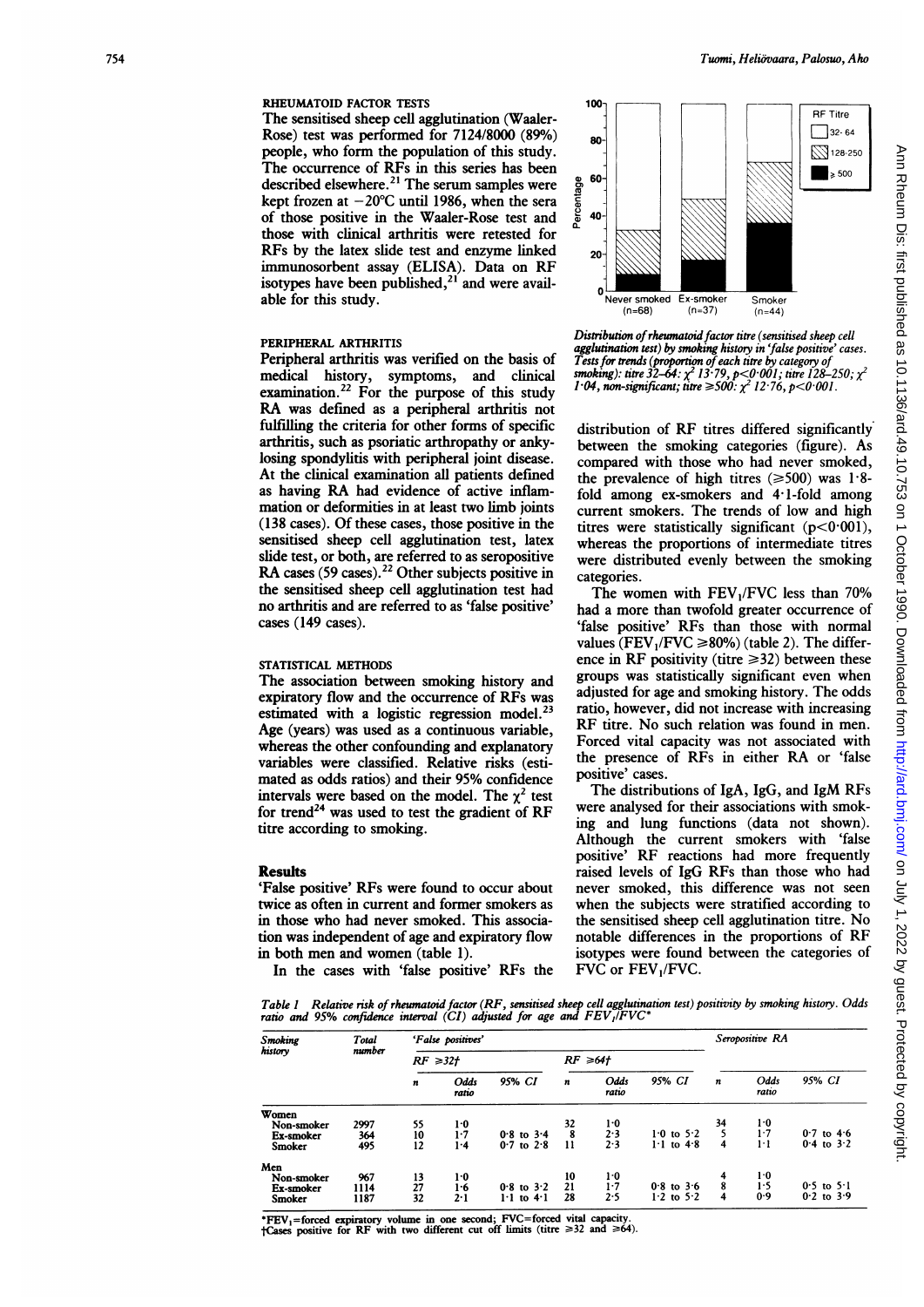### RHEUMATOID FACTOR TESTS

The sensitised sheep cell agglutination (Waaler-Rose) test was performed for 7124/8000 (89%) people, who form the population of this study. The occurrence of RFs in this series has been described elsewhere.[21] The serum samples were kept frozen at −20°C until 1986, when the sera of those positive in the Waaler-Rose test and those with clinical arthritis were retested for RFs by the latex slide test and enzyme linked immunosorbent assay (ELISA). Data on RF isotypes have been published,[21] and were available for this study.

### PERIPHERAL ARTHRITIS

Peripheral arthritis was verified on the basis of medical history, symptoms, and clinical examination.[22] For the purpose of this study RA was defined as a peripheral arthritis not fulfilling the criteria for other forms of specific arthritis, such as psoriatic arthropathy or ankylosing spondylitis with peripheral joint disease. At the clinical examination all patients defined as having RA had evidence of active inflammation or deformities in at least two limb joints (138 cases). Of these cases, those positive in the sensitised sheep cell agglutination test, latex slide test, or both, are referred to as seropositive RA cases (59 cases).[22] Other subjects positive in the sensitised sheep cell agglutination test had no arthritis and are referred to as 'false positive' cases (149 cases).

### STATISTICAL METHODS

The association between smoking history and expiratory flow and the occurrence of RFs was estimated with a logistic regression model.[23] Age (years) was used as a continuous variable, whereas the other confounding and explanatory variables were classified. Relative risks (estimated as odds ratios) and their 95% confidence intervals were based on the model. The $\chi^2$ test for trend[24] was used to test the gradient of RF titre according to smoking.

## Results

'False positive' RFs were found to occur about twice as often in current and former smokers as in those who had never smoked. This association was independent of age and expiratory flow in both men and women (table 1).

In the cases with 'false positive' RFs the distribution of RF titres differed significantly between the smoking categories (figure). As compared with those who had never smoked, the prevalence of high titres (≥500) was 1·8-fold among ex-smokers and 4·1-fold among current smokers. The trends of low and high titres were statistically significant ($p<0·001$), whereas the proportions of intermediate titres were distributed evenly between the smoking categories.

*Distribution of rheumatoid factor titre (sensitised sheep cell agglutination test) by smoking history in 'false positive' cases. Tests for trends (proportion of each titre by category of smoking): titre 32–64: $\chi^2$ 13·79, $p<0·001$; titre 128–250; $\chi^2$ 1·04, non-significant; titre ≥500: $\chi^2$ 12·76, $p<0·001$.*

The women with $FEV_1/FVC$ less than 70% had a more than twofold greater occurrence of 'false positive' RFs than those with normal values ($FEV_1/FVC$ ≥80%) (table 2). The difference in RF positivity (titre ≥32) between these groups was statistically significant even when adjusted for age and smoking history. The odds ratio, however, did not increase with increasing RF titre. No such relation was found in men. Forced vital capacity was not associated with the presence of RFs in either RA or 'false positive' cases.

The distributions of IgA, IgG, and IgM RFs were analysed for their associations with smoking and lung functions (data not shown). Although the current smokers with 'false positive' RF reactions had more frequently raised levels of IgG RFs than those who had never smoked, this difference was not seen when the subjects were stratified according to the sensitised sheep cell agglutination titre. No notable differences in the proportions of RF isotypes were found between the categories of FVC or $FEV_1/FVC$.

*Table 1 Relative risk of rheumatoid factor (RF, sensitised sheep cell agglutination test) positivity by smoking history. Odds ratio and 95% confidence interval (CI) adjusted for age and $FEV_1/FVC$\**

| Smoking history | Total number | 'False positives' | | | | | | Seropositive RA | | |
|---|---|---|---|---|---|---|---|---|---|---|
| | | RF ≥32† | | | RF ≥64† | | | | | |
| | | n | Odds ratio | 95% CI | n | Odds ratio | 95% CI | n | Odds ratio | 95% CI |
| **Women** | | | | | | | | | | |
| Non-smoker | 2997 | 55 | 1·0 | | 32 | 1·0 | | 34 | 1·0 | |
| Ex-smoker | 364 | 10 | 1·7 | 0·8 to 3·4 | 8 | 2·3 | 1·0 to 5·2 | 5 | 1·7 | 0·7 to 4·6 |
| Smoker | 495 | 12 | 1·4 | 0·7 to 2·8 | 11 | 2·3 | 1·1 to 4·8 | 4 | 1·1 | 0·4 to 3·2 |
| **Men** | | | | | | | | | | |
| Non-smoker | 967 | 13 | 1·0 | | 10 | 1·0 | | 4 | 1·0 | |
| Ex-smoker | 1114 | 27 | 1·6 | 0·8 to 3·2 | 21 | 1·7 | 0·8 to 3·6 | 8 | 1·5 | 0·5 to 5·1 |
| Smoker | 1187 | 32 | 2·1 | 1·1 to 4·1 | 28 | 2·5 | 1·2 to 5·2 | 4 | 0·9 | 0·2 to 3·9 |

\*$FEV_1$=forced expiratory volume in one second; FVC=forced vital capacity.
†Cases positive for RF with two different cut off limits (titre ≥32 and ≥64).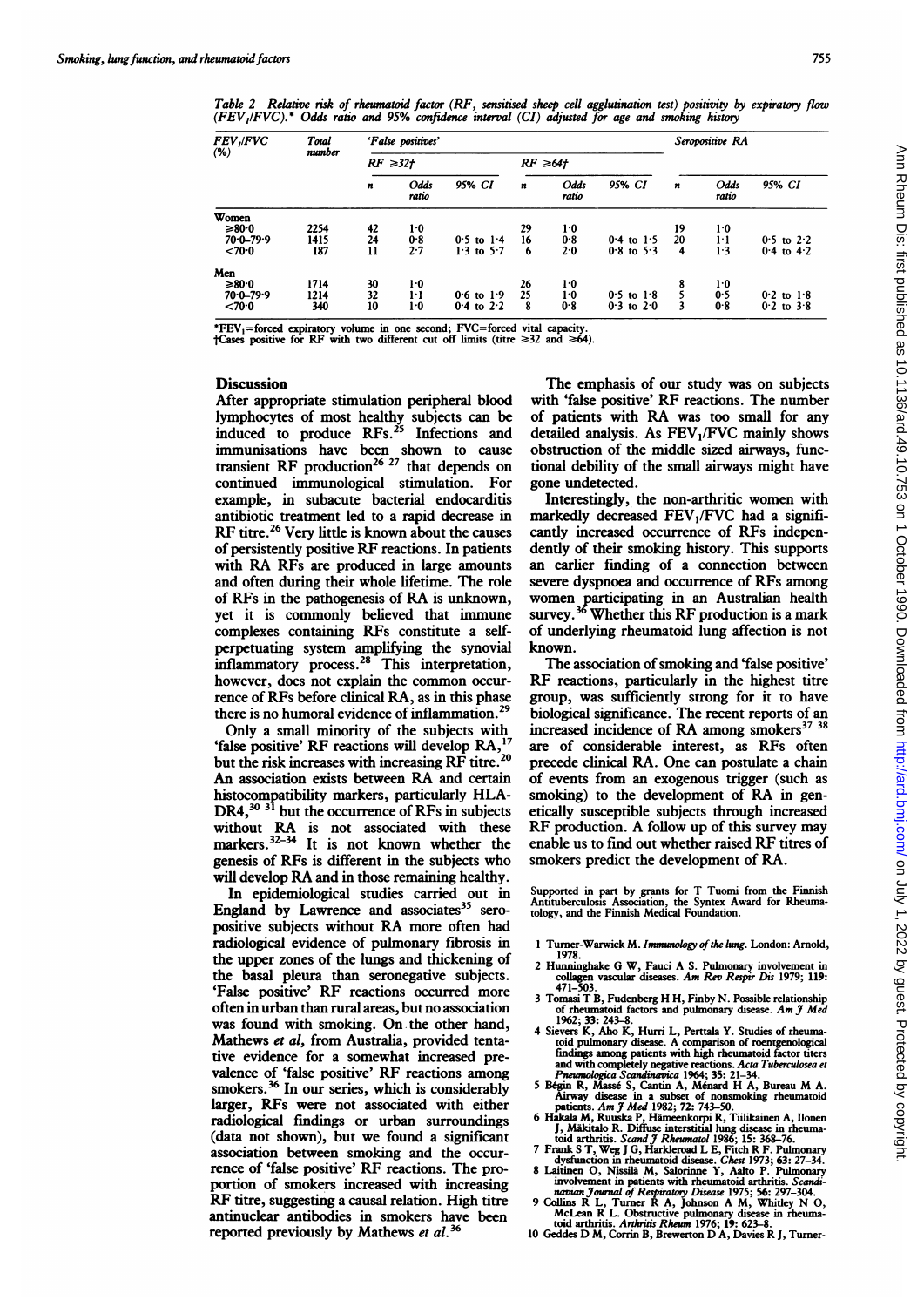Table 2 Relative risk of rheumatoid factor (RF, sensitised sheep cell agglutination test) positivity by expiratory flow ($FEV_1/FVC$).* Odds ratio and 95% confidence interval (CI) adjusted for age and smoking history

| $FEV_1/FVC$ (%) | Total number | 'False positives' | | | | | | Seropositive RA | | |
|---|---|---|---|---|---|---|---|---|---|---|
| | | RF ≥32† | | | RF ≥64† | | | | | |
| | | n | Odds ratio | 95% CI | n | Odds ratio | 95% CI | n | Odds ratio | 95% CI |
| **Women** | | | | | | | | | | |
| ≥80·0 | 2254 | 42 | 1·0 | | 29 | 1·0 | | 19 | 1·0 | |
| 70·0–79·9 | 1415 | 24 | 0·8 | 0·5 to 1·4 | 16 | 0·8 | 0·4 to 1·5 | 20 | 1·1 | 0·5 to 2·2 |
| <70·0 | 187 | 11 | 2·7 | 1·3 to 5·7 | 6 | 2·0 | 0·8 to 5·3 | 4 | 1·3 | 0·4 to 4·2 |
| **Men** | | | | | | | | | | |
| ≥80·0 | 1714 | 30 | 1·0 | | 26 | 1·0 | | 8 | 1·0 | |
| 70·0–79·9 | 1214 | 32 | 1·1 | 0·6 to 1·9 | 25 | 1·0 | 0·5 to 1·8 | 5 | 0·5 | 0·2 to 1·8 |
| <70·0 | 340 | 10 | 1·0 | 0·4 to 2·2 | 8 | 0·8 | 0·3 to 2·0 | 3 | 0·8 | 0·2 to 3·8 |

*$FEV_1$=forced expiratory volume in one second; FVC=forced vital capacity.
†Cases positive for RF with two different cut off limits (titre ≥32 and ≥64).

## Discussion

After appropriate stimulation peripheral blood lymphocytes of most healthy subjects can be induced to produce RFs.[25] Infections and immunisations have been shown to cause transient RF production[26 27] that depends on continued immunological stimulation. For example, in subacute bacterial endocarditis antibiotic treatment led to a rapid decrease in RF titre.[26] Very little is known about the causes of persistently positive RF reactions. In patients with RA RFs are produced in large amounts and often during their whole lifetime. The role of RFs in the pathogenesis of RA is unknown, yet it is commonly believed that immune complexes containing RFs constitute a self-perpetuating system amplifying the synovial inflammatory process.[28] This interpretation, however, does not explain the common occurrence of RFs before clinical RA, as in this phase there is no humoral evidence of inflammation.[29]

Only a small minority of the subjects with 'false positive' RF reactions will develop RA,[17] but the risk increases with increasing RF titre.[20] An association exists between RA and certain histocompatibility markers, particularly HLA-DR4,[30 31] but the occurrence of RFs in subjects without RA is not associated with these markers.[32–34] It is not known whether the genesis of RFs is different in the subjects who will develop RA and in those remaining healthy.

In epidemiological studies carried out in England by Lawrence and associates[35] seropositive subjects without RA more often had radiological evidence of pulmonary fibrosis in the upper zones of the lungs and thickening of the basal pleura than seronegative subjects. 'False positive' RF reactions occurred more often in urban than rural areas, but no association was found with smoking. On the other hand, Mathews *et al*, from Australia, provided tentative evidence for a somewhat increased prevalence of 'false positive' RF reactions among smokers.[36] In our series, which is considerably larger, RFs were not associated with either radiological findings or urban surroundings (data not shown), but we found a significant association between smoking and the occurrence of 'false positive' RF reactions. The proportion of smokers increased with increasing RF titre, suggesting a causal relation. High titre antinuclear antibodies in smokers have been reported previously by Mathews *et al*.[36]

The emphasis of our study was on subjects with 'false positive' RF reactions. The number of patients with RA was too small for any detailed analysis. As $FEV_1/FVC$ mainly shows obstruction of the middle sized airways, functional debility of the small airways might have gone undetected.

Interestingly, the non-arthritic women with markedly decreased $FEV_1/FVC$ had a significantly increased occurrence of RFs independently of their smoking history. This supports an earlier finding of a connection between severe dyspnoea and occurrence of RFs among women participating in an Australian health survey.[36] Whether this RF production is a mark of underlying rheumatoid lung affection is not known.

The association of smoking and 'false positive' RF reactions, particularly in the highest titre group, was sufficiently strong for it to have biological significance. The recent reports of an increased incidence of RA among smokers[37 38] are of considerable interest, as RFs often precede clinical RA. One can postulate a chain of events from an exogenous trigger (such as smoking) to the development of RA in genetically susceptible subjects through increased RF production. A follow up of this survey may enable us to find out whether raised RF titres of smokers predict the development of RA.

Supported in part by grants for T Tuomi from the Finnish Antituberculosis Association, the Syntex Award for Rheumatology, and the Finnish Medical Foundation.

1 Turner-Warwick M. *Immunology of the lung*. London: Arnold, 1978.
2 Hunninghake G W, Fauci A S. Pulmonary involvement in collagen vascular diseases. *Am Rev Respir Dis* 1979; 119: 471–503.
3 Tomasi T B, Fudenberg H H, Finby N. Possible relationship of rheumatoid factors and pulmonary disease. *Am J Med* 1962; 33: 243–8.
4 Sievers K, Aho K, Hurri L, Perttala Y. Studies of rheumatoid pulmonary disease. A comparison of roentgenological findings among patients with high rheumatoid factor titers and with completely negative reactions. *Acta Tuberculosea et Pneumologica Scandinavica* 1964; 35: 21–34.
5 Bégin R, Massé S, Cantin A, Ménard H A, Bureau M A. Airway disease in a subset of nonsmoking rheumatoid patients. *Am J Med* 1982; 72: 743–50.
6 Hakala M, Ruuska P, Hämeenkorpi R, Tiilikainen A, Ilonen J, Mäkitalo R. Diffuse interstitial lung disease in rheumatoid arthritis. *Scand J Rheumatol* 1986; 15: 368–76.
7 Frank S T, Weg J G, Harkleroad L E, Fitch R F. Pulmonary dysfunction in rheumatoid disease. *Chest* 1973; 63: 27–34.
8 Laitinen O, Nissilä M, Salorinne Y, Aalto P. Pulmonary involvement in patients with rheumatoid arthritis. *Scandinavian Journal of Respiratory Disease* 1975; 56: 297–304.
9 Collins R L, Turner R A, Johnson A M, Whitley N O, McLean R L. Obstructive pulmonary disease in rheumatoid arthritis. *Arthritis Rheum* 1976; 19: 623–8.
10 Geddes D M, Corrin B, Brewerton D A, Davies R J, Turner-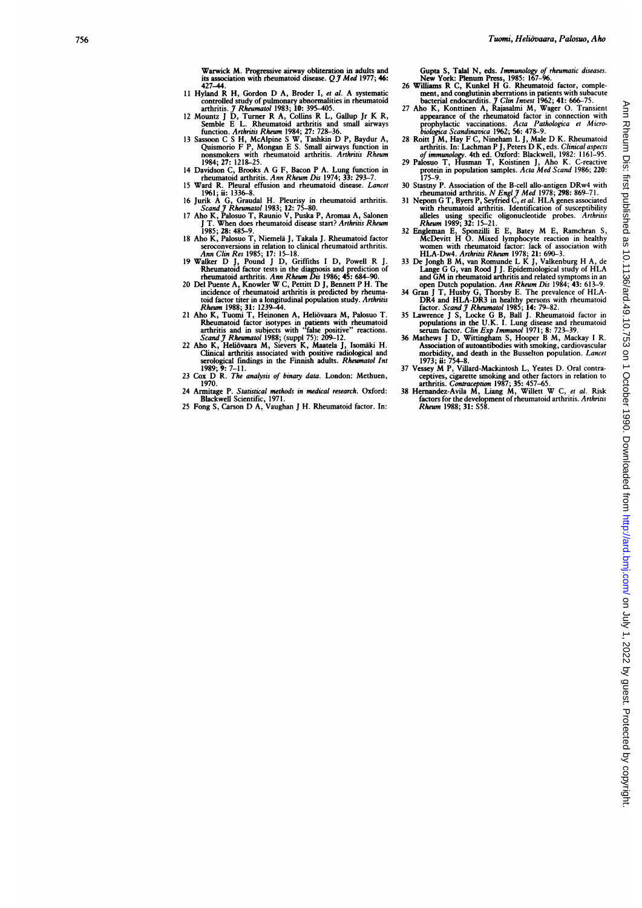Warwick M. Progressive airway obliteration in adults and its association with rheumatoid disease. *Q J Med* 1977; **46:** 427–44.

11 Hyland R H, Gordon D A, Broder I, *et al*. A systematic controlled study of pulmonary abnormalities in rheumatoid arthritis. *J Rheumatol* 1983; **10:** 395–405.

12 Mountz J D, Turner R A, Collins R L, Gallup Jr K R, Semble E L. Rheumatoid arthritis and small airways function. *Arthritis Rheum* 1984; **27:** 728–36.

13 Sassoon C S H, McAlpine S W, Tashkin D P, Baydur A, Quismorio F P, Mongan E S. Small airways function in nonsmokers with rheumatoid arthritis. *Arthritis Rheum* 1984; **27:** 1218–25.

14 Davidson C, Brooks A G F, Bacon P A. Lung function in rheumatoid arthritis. *Ann Rheum Dis* 1974; **33:** 293–7.

15 Ward R. Pleural effusion and rheumatoid disease. *Lancet* 1961; **ii:** 1336–8.

16 Jurik Å G, Graudal H. Pleurisy in rheumatoid arthritis. *Scand J Rheumatol* 1983; **12:** 75–80.

17 Aho K, Palosuo T, Raunio V, Puska P, Aromaa A, Salonen J T. When does rheumatoid disease start? *Arthritis Rheum* 1985; **28:** 485–9.

18 Aho K, Palosuo T, Niemelä J, Takala J. Rheumatoid factor seroconversions in relation to clinical rheumatoid arthritis. *Ann Clin Res* 1985; **17:** 15–18.

19 Walker D J, Pound J D, Griffiths I D, Powell R J. Rheumatoid factor tests in the diagnosis and prediction of rheumatoid arthritis. *Ann Rheum Dis* 1986; **45:** 684–90.

20 Del Puente A, Knowler W C, Pettitt D J, Bennett P H. The incidence of rheumatoid arthritis is predicted by rheumatoid factor titer in a longitudinal population study. *Arthritis Rheum* 1988; **31:** 1239–44.

21 Aho K, Tuomi T, Heinonen A, Heliövaara M, Palosuo T. Rheumatoid factor isotypes in patients with rheumatoid arthritis and in subjects with "false positive" reactions. *Scand J Rheumatol* 1988; (suppl 75): 209–12.

22 Aho K, Heliövaara M, Sievers K, Maatela J, Isomäki H. Clinical arthritis associated with positive radiological and serological findings in the Finnish adults. *Rheumatol Int* 1989; **9:** 7–11.

23 Cox D R. *The analysis of binary data*. London: Methuen, 1970.

24 Armitage P. *Statistical methods in medical research*. Oxford: Blackwell Scientific, 1971.

25 Fong S, Carson D A, Vaughan J H. Rheumatoid factor. In: Gupta S, Talal N, eds. *Immunology of rheumatic diseases*. New York: Plenum Press, 1985: 167–96.

26 Williams R C, Kunkel H G. Rheumatoid factor, complement, and conglutinin aberrations in patients with subacute bacterial endocarditis. *J Clin Invest* 1962; **41:** 666–75.

27 Aho K, Konttinen A, Rajasalmi M, Wager O. Transient appearance of the rheumatoid factor in connection with prophylactic vaccinations. *Acta Pathologica et Microbiologica Scandinavica* 1962; **56:** 478–9.

28 Roitt J M, Hay F C, Nineham L J, Male D K. Rheumatoid arthritis. In: Lachman P J, Peters D K, eds. *Clinical aspects of immunology*. 4th ed. Oxford: Blackwell, 1982: 1161–95.

29 Palosuo T, Husman T, Koistinen J, Aho K. C-reactive protein in population samples. *Acta Med Scand* 1986; **220:** 175–9.

30 Stastny P. Association of the B-cell allo-antigen DRw4 with rheumatoid arthritis. *N Engl J Med* 1978; **298:** 869–71.

31 Nepom G T, Byers P, Seyfried C, *et al*. HLA genes associated with rheumatoid arthritis. Identification of susceptibility alleles using specific oligonucleotide probes. *Arthritis Rheum* 1989; **32:** 15–21.

32 Engleman E, Sponzilli E E, Batey M E, Ramchran S, McDevitt H O. Mixed lymphocyte reaction in healthy women with rheumatoid factor: lack of association with HLA-Dw4. *Arthritis Rheum* 1978; **21:** 690–3.

33 De Jongh B M, van Romunde L K J, Valkenburg H A, de Lange G G, van Rood J J. Epidemiological study of HLA and GM in rheumatoid arthritis and related symptoms in an open Dutch population. *Ann Rheum Dis* 1984; **43:** 613–9.

34 Gran J T, Husby G, Thorsby E. The prevalence of HLA-DR4 and HLA-DR3 in healthy persons with rheumatoid factor. *Scand J Rheumatol* 1985; **14:** 79–82.

35 Lawrence J S, Locke G B, Ball J. Rheumatoid factor in populations in the U.K. I. Lung disease and rheumatoid serum factor. *Clin Exp Immunol* 1971; **8:** 723–39.

36 Mathews J D, Wittingham S, Hooper B M, Mackay I R. Association of autoantibodies with smoking, cardiovascular morbidity, and death in the Busselton population. *Lancet* 1973; **ii:** 754–8.

37 Vessey M P, Villard-Mackintosh L, Yeates D. Oral contraceptives, cigarette smoking and other factors in relation to arthritis. *Contraception* 1987; **35:** 457–65.

38 Hernandez-Avila M, Liang M, Willett W C, *et al*. Risk factors for the development of rheumatoid arthritis. *Arthritis Rheum* 1988; **31:** S58.